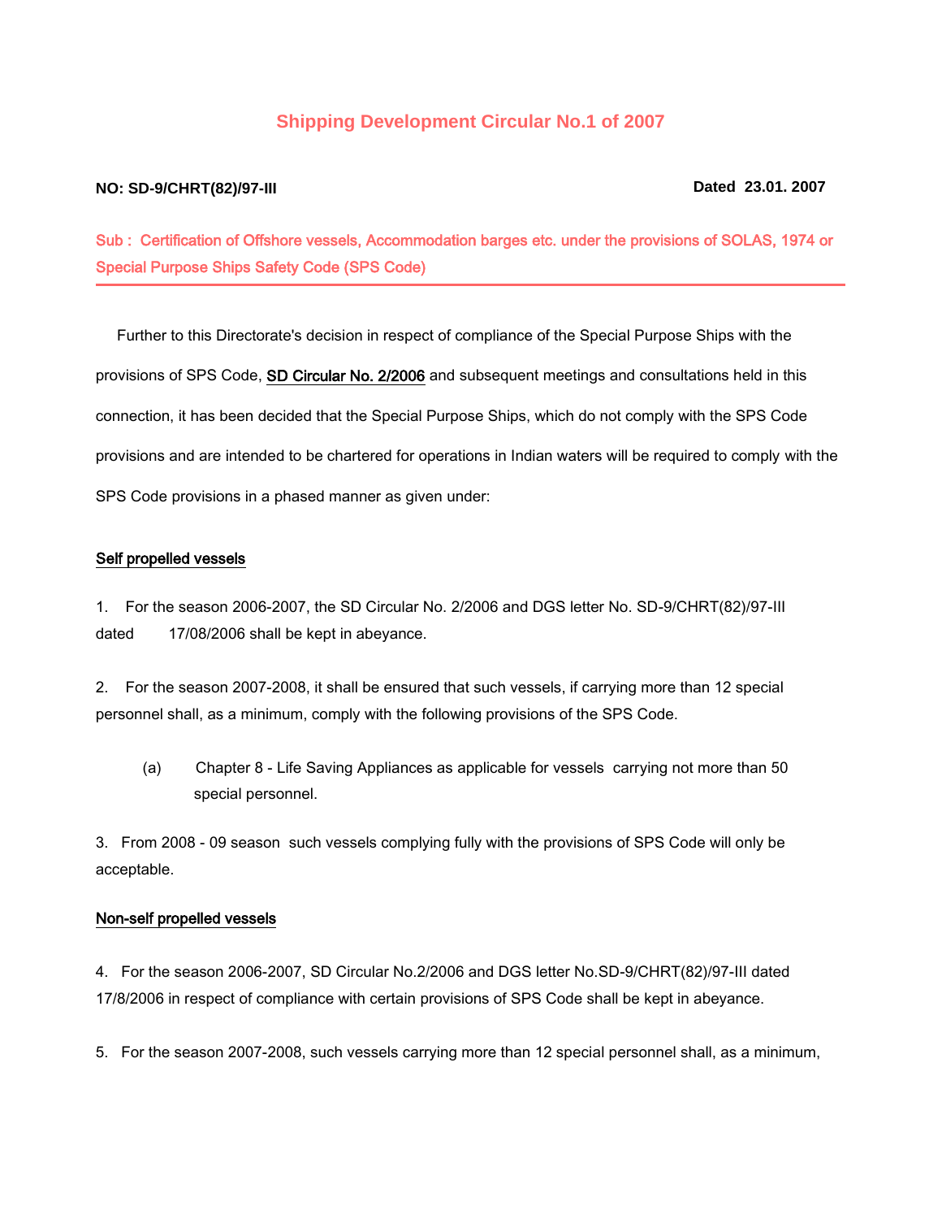# Shipping Development Circular No.1 of 2007

**NO: SD-9/CHRT(82)/97-III** **Dated 23.01. 2007**

**Sub : Certification of Offshore vessels, Accommodation barges etc. under the provisions of SOLAS, 1974 or Special Purpose Ships Safety Code (SPS Code)**

---

Further to this Directorate's decision in respect of compliance of the Special Purpose Ships with the provisions of SPS Code, SD Circular No. 2/2006 and subsequent meetings and consultations held in this connection, it has been decided that the Special Purpose Ships, which do not comply with the SPS Code provisions and are intended to be chartered for operations in Indian waters will be required to comply with the SPS Code provisions in a phased manner as given under:

**Self propelled vessels**

1. For the season 2006-2007, the SD Circular No. 2/2006 and DGS letter No. SD-9/CHRT(82)/97-III dated 17/08/2006 shall be kept in abeyance.

2. For the season 2007-2008, it shall be ensured that such vessels, if carrying more than 12 special personnel shall, as a minimum, comply with the following provisions of the SPS Code.

   (a) Chapter 8 - Life Saving Appliances as applicable for vessels carrying not more than 50 special personnel.

3. From 2008 - 09 season such vessels complying fully with the provisions of SPS Code will only be acceptable.

**Non-self propelled vessels**

4. For the season 2006-2007, SD Circular No.2/2006 and DGS letter No.SD-9/CHRT(82)/97-III dated 17/8/2006 in respect of compliance with certain provisions of SPS Code shall be kept in abeyance.

5. For the season 2007-2008, such vessels carrying more than 12 special personnel shall, as a minimum,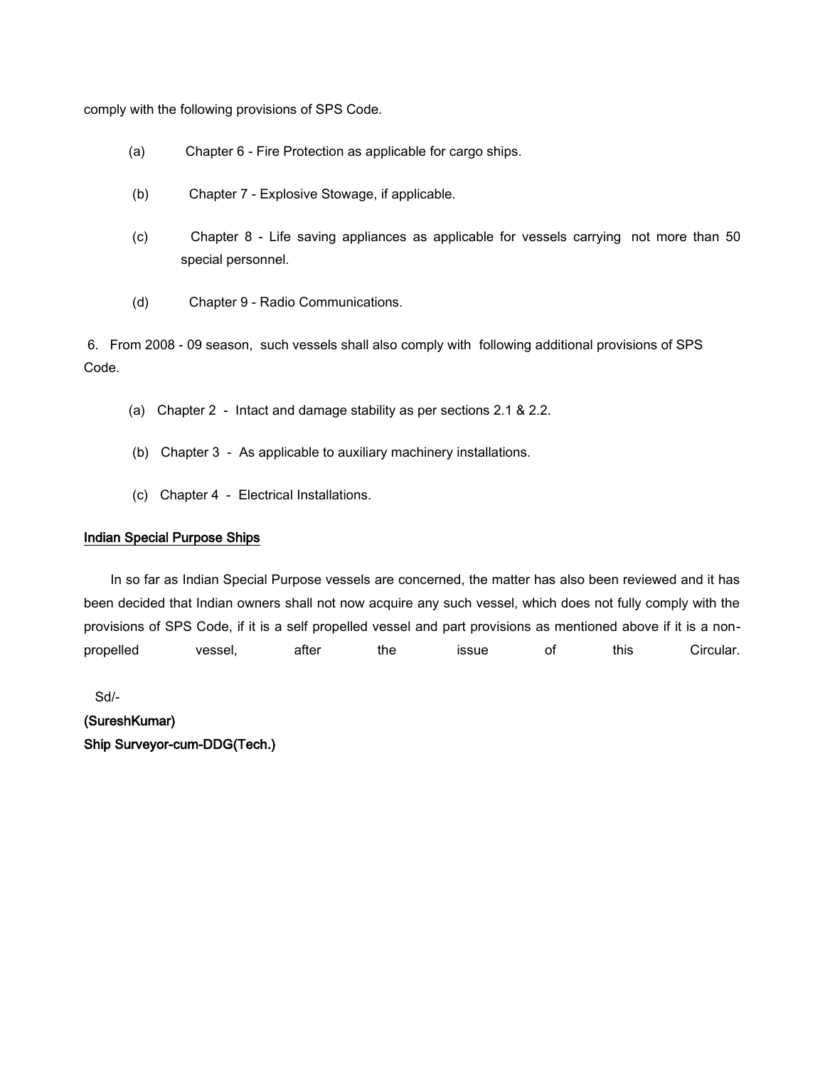comply with the following provisions of SPS Code.

(a) Chapter 6 - Fire Protection as applicable for cargo ships.

(b) Chapter 7 - Explosive Stowage, if applicable.

(c) Chapter 8 - Life saving appliances as applicable for vessels carrying not more than 50 special personnel.

(d) Chapter 9 - Radio Communications.

6. From 2008 - 09 season, such vessels shall also comply with following additional provisions of SPS Code.

(a) Chapter 2 - Intact and damage stability as per sections 2.1 & 2.2.

(b) Chapter 3 - As applicable to auxiliary machinery installations.

(c) Chapter 4 - Electrical Installations.

**Indian Special Purpose Ships**

In so far as Indian Special Purpose vessels are concerned, the matter has also been reviewed and it has been decided that Indian owners shall not now acquire any such vessel, which does not fully comply with the provisions of SPS Code, if it is a self propelled vessel and part provisions as mentioned above if it is a non-propelled vessel, after the issue of this Circular.

Sd/-

**(SureshKumar)**
**Ship Surveyor-cum-DDG(Tech.)**